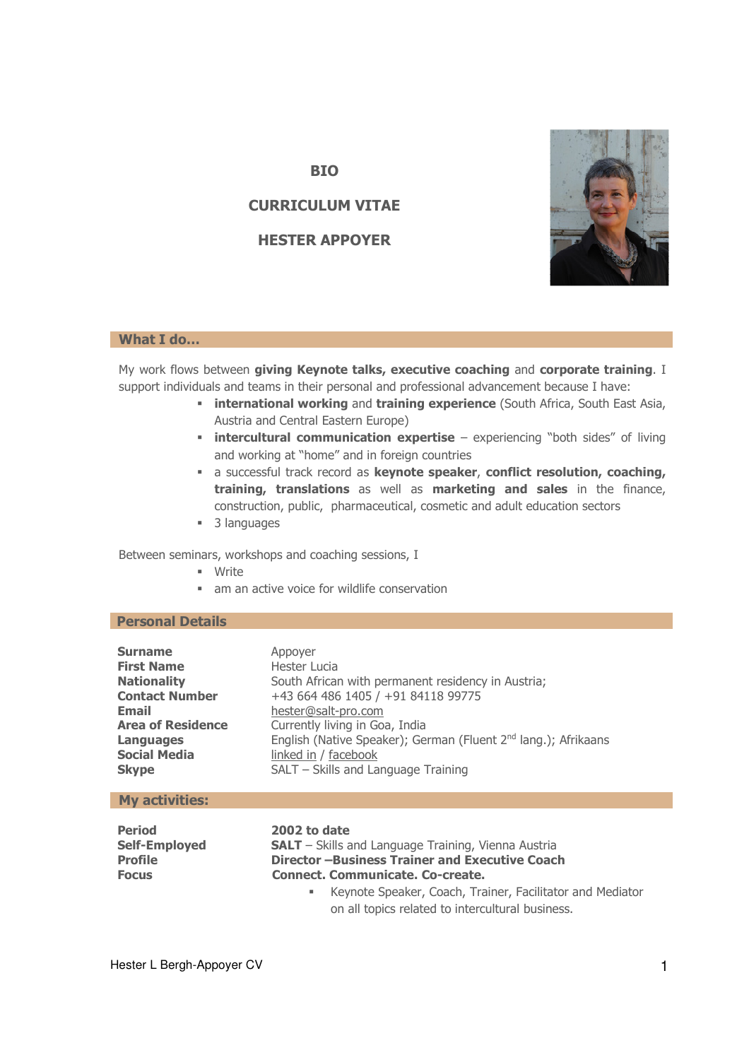# BIO

## CURRICULUM VITAE

## HESTER APPOYER

## What I do…

My work flows between **giving Keynote talks, executive coaching** and **corporate training**. I support individuals and teams in their personal and professional advancement because I have:

- **international working** and **training experience** (South Africa, South East Asia, Austria and Central Eastern Europe)
- **intercultural communication expertise** – experiencing "both sides" of living and working at "home" and in foreign countries
- a successful track record as **keynote speaker**, **conflict resolution, coaching, training, translations** as well as **marketing and sales** in the finance, construction, public, pharmaceutical, cosmetic and adult education sectors
- 3 languages

Between seminars, workshops and coaching sessions, I

- Write
- am an active voice for wildlife conservation

## Personal Details

| | |
|---|---|
| **Surname** | Appoyer |
| **First Name** | Hester Lucia |
| **Nationality** | South African with permanent residency in Austria; |
| **Contact Number** | +43 664 486 1405 / +91 84118 99775 |
| **Email** | hester@salt-pro.com |
| **Area of Residence** | Currently living in Goa, India |
| **Languages** | English (Native Speaker); German (Fluent 2nd lang.); Afrikaans |
| **Social Media** | linked in / facebook |
| **Skype** | SALT – Skills and Language Training |

## My activities:

| | |
|---|---|
| **Period** | **2002 to date** |
| **Self-Employed** | **SALT** – Skills and Language Training, Vienna Austria |
| **Profile** | **Director –Business Trainer and Executive Coach** |
| **Focus** | **Connect. Communicate. Co-create.** |

- Keynote Speaker, Coach, Trainer, Facilitator and Mediator on all topics related to intercultural business.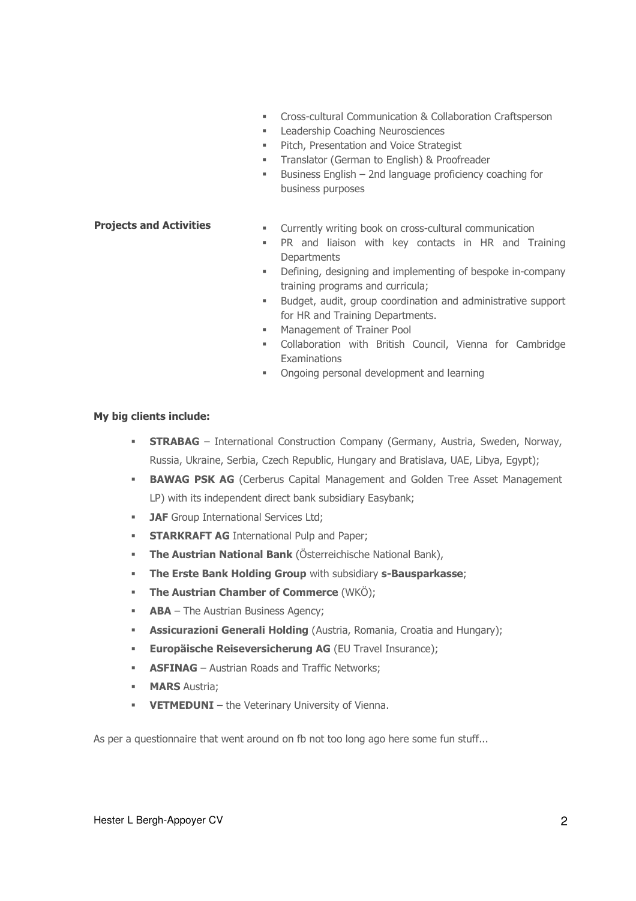- Cross-cultural Communication & Collaboration Craftsperson
- Leadership Coaching Neurosciences
- Pitch, Presentation and Voice Strategist
- Translator (German to English) & Proofreader
- Business English – 2nd language proficiency coaching for business purposes

**Projects and Activities**

- Currently writing book on cross-cultural communication
- PR and liaison with key contacts in HR and Training Departments
- Defining, designing and implementing of bespoke in-company training programs and curricula;
- Budget, audit, group coordination and administrative support for HR and Training Departments.
- Management of Trainer Pool
- Collaboration with British Council, Vienna for Cambridge Examinations
- Ongoing personal development and learning

**My big clients include:**

- **STRABAG** – International Construction Company (Germany, Austria, Sweden, Norway, Russia, Ukraine, Serbia, Czech Republic, Hungary and Bratislava, UAE, Libya, Egypt);
- **BAWAG PSK AG** (Cerberus Capital Management and Golden Tree Asset Management LP) with its independent direct bank subsidiary Easybank;
- **JAF** Group International Services Ltd;
- **STARKRAFT AG** International Pulp and Paper;
- **The Austrian National Bank** (Österreichische National Bank),
- **The Erste Bank Holding Group** with subsidiary **s-Bausparkasse**;
- **The Austrian Chamber of Commerce** (WKÖ);
- **ABA** – The Austrian Business Agency;
- **Assicurazioni Generali Holding** (Austria, Romania, Croatia and Hungary);
- **Europäische Reiseversicherung AG** (EU Travel Insurance);
- **ASFINAG** – Austrian Roads and Traffic Networks;
- **MARS** Austria;
- **VETMEDUNI** – the Veterinary University of Vienna.

As per a questionnaire that went around on fb not too long ago here some fun stuff...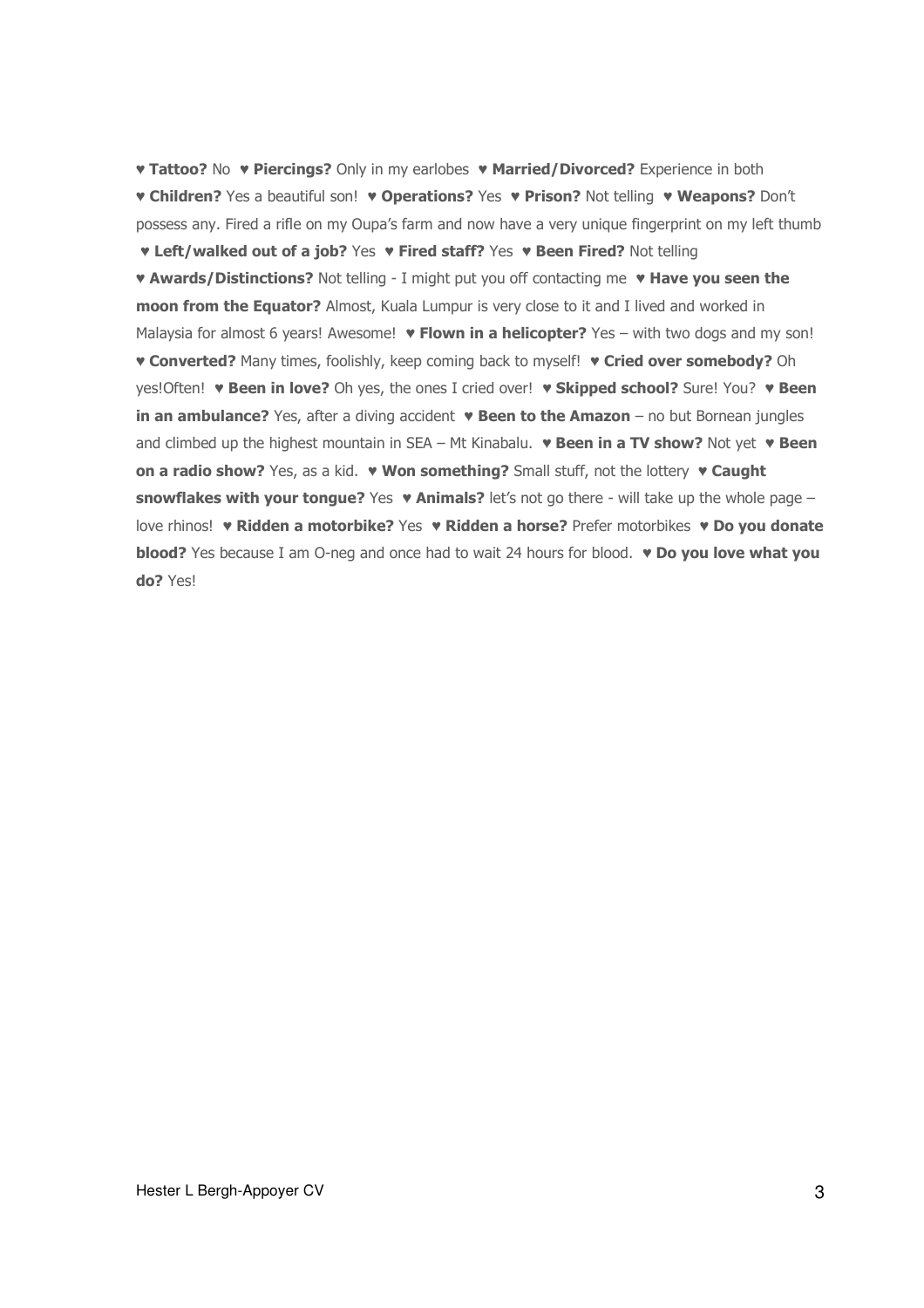♥ **Tattoo?** No ♥ **Piercings?** Only in my earlobes ♥ **Married/Divorced?** Experience in both ♥ **Children?** Yes a beautiful son! ♥ **Operations?** Yes ♥ **Prison?** Not telling ♥ **Weapons?** Don't possess any. Fired a rifle on my Oupa's farm and now have a very unique fingerprint on my left thumb ♥ **Left/walked out of a job?** Yes ♥ **Fired staff?** Yes ♥ **Been Fired?** Not telling ♥ **Awards/Distinctions?** Not telling - I might put you off contacting me ♥ **Have you seen the moon from the Equator?** Almost, Kuala Lumpur is very close to it and I lived and worked in Malaysia for almost 6 years! Awesome! ♥ **Flown in a helicopter?** Yes – with two dogs and my son! ♥ **Converted?** Many times, foolishly, keep coming back to myself! ♥ **Cried over somebody?** Oh yes!Often! ♥ **Been in love?** Oh yes, the ones I cried over! ♥ **Skipped school?** Sure! You? ♥ **Been in an ambulance?** Yes, after a diving accident ♥ **Been to the Amazon** – no but Bornean jungles and climbed up the highest mountain in SEA – Mt Kinabalu. ♥ **Been in a TV show?** Not yet ♥ **Been on a radio show?** Yes, as a kid. ♥ **Won something?** Small stuff, not the lottery ♥ **Caught snowflakes with your tongue?** Yes ♥ **Animals?** let's not go there - will take up the whole page – love rhinos! ♥ **Ridden a motorbike?** Yes ♥ **Ridden a horse?** Prefer motorbikes ♥ **Do you donate blood?** Yes because I am O-neg and once had to wait 24 hours for blood. ♥ **Do you love what you do?** Yes!